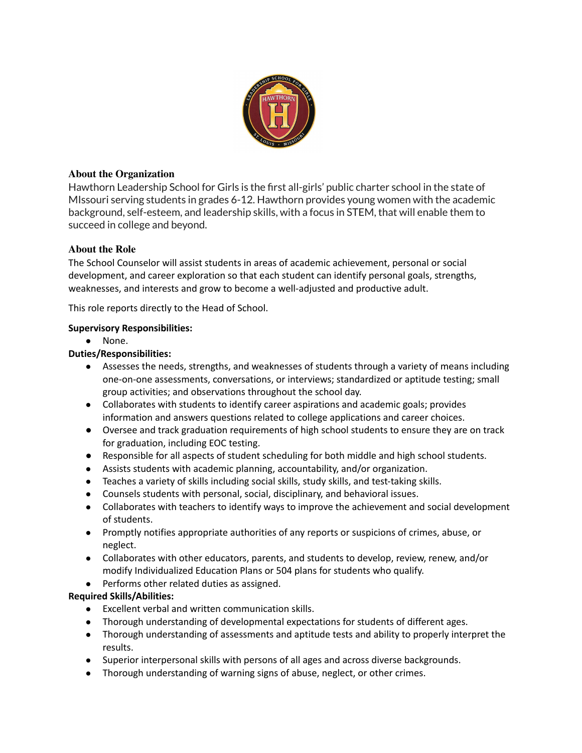## About the Organization

Hawthorn Leadership School for Girls is the first all-girls' public charter school in the state of MIssouri serving students in grades 6-12. Hawthorn provides young women with the academic background, self-esteem, and leadership skills, with a focus in STEM, that will enable them to succeed in college and beyond.

## About the Role

The School Counselor will assist students in areas of academic achievement, personal or social development, and career exploration so that each student can identify personal goals, strengths, weaknesses, and interests and grow to become a well-adjusted and productive adult.

This role reports directly to the Head of School.

**Supervisory Responsibilities:**

- None.

**Duties/Responsibilities:**

- Assesses the needs, strengths, and weaknesses of students through a variety of means including one-on-one assessments, conversations, or interviews; standardized or aptitude testing; small group activities; and observations throughout the school day.
- Collaborates with students to identify career aspirations and academic goals; provides information and answers questions related to college applications and career choices.
- Oversee and track graduation requirements of high school students to ensure they are on track for graduation, including EOC testing.
- Responsible for all aspects of student scheduling for both middle and high school students.
- Assists students with academic planning, accountability, and/or organization.
- Teaches a variety of skills including social skills, study skills, and test-taking skills.
- Counsels students with personal, social, disciplinary, and behavioral issues.
- Collaborates with teachers to identify ways to improve the achievement and social development of students.
- Promptly notifies appropriate authorities of any reports or suspicions of crimes, abuse, or neglect.
- Collaborates with other educators, parents, and students to develop, review, renew, and/or modify Individualized Education Plans or 504 plans for students who qualify.
- Performs other related duties as assigned.

**Required Skills/Abilities:**

- Excellent verbal and written communication skills.
- Thorough understanding of developmental expectations for students of different ages.
- Thorough understanding of assessments and aptitude tests and ability to properly interpret the results.
- Superior interpersonal skills with persons of all ages and across diverse backgrounds.
- Thorough understanding of warning signs of abuse, neglect, or other crimes.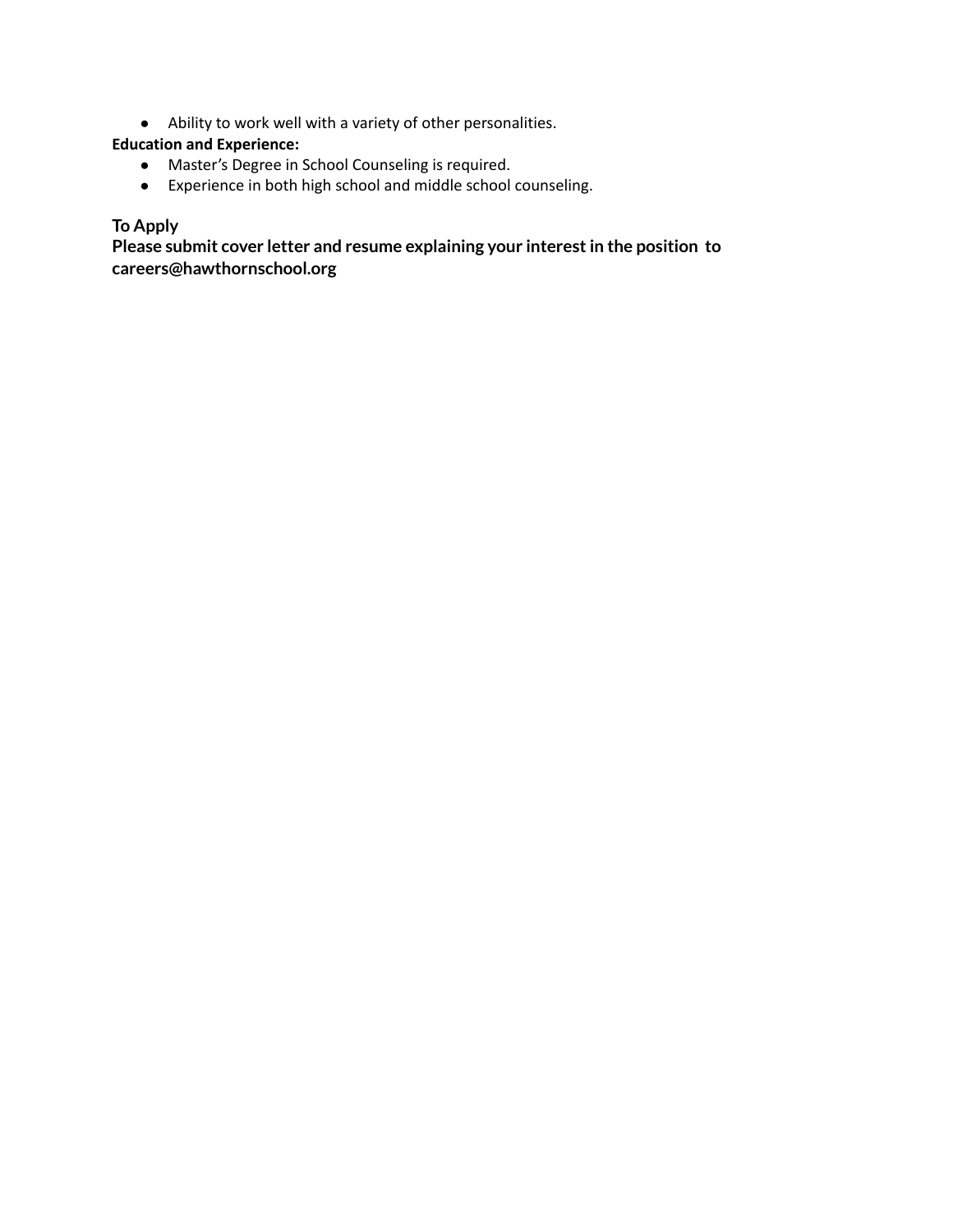- Ability to work well with a variety of other personalities.

**Education and Experience:**

- Master's Degree in School Counseling is required.
- Experience in both high school and middle school counseling.

## To Apply

**Please submit cover letter and resume explaining your interest in the position to careers@hawthornschool.org**